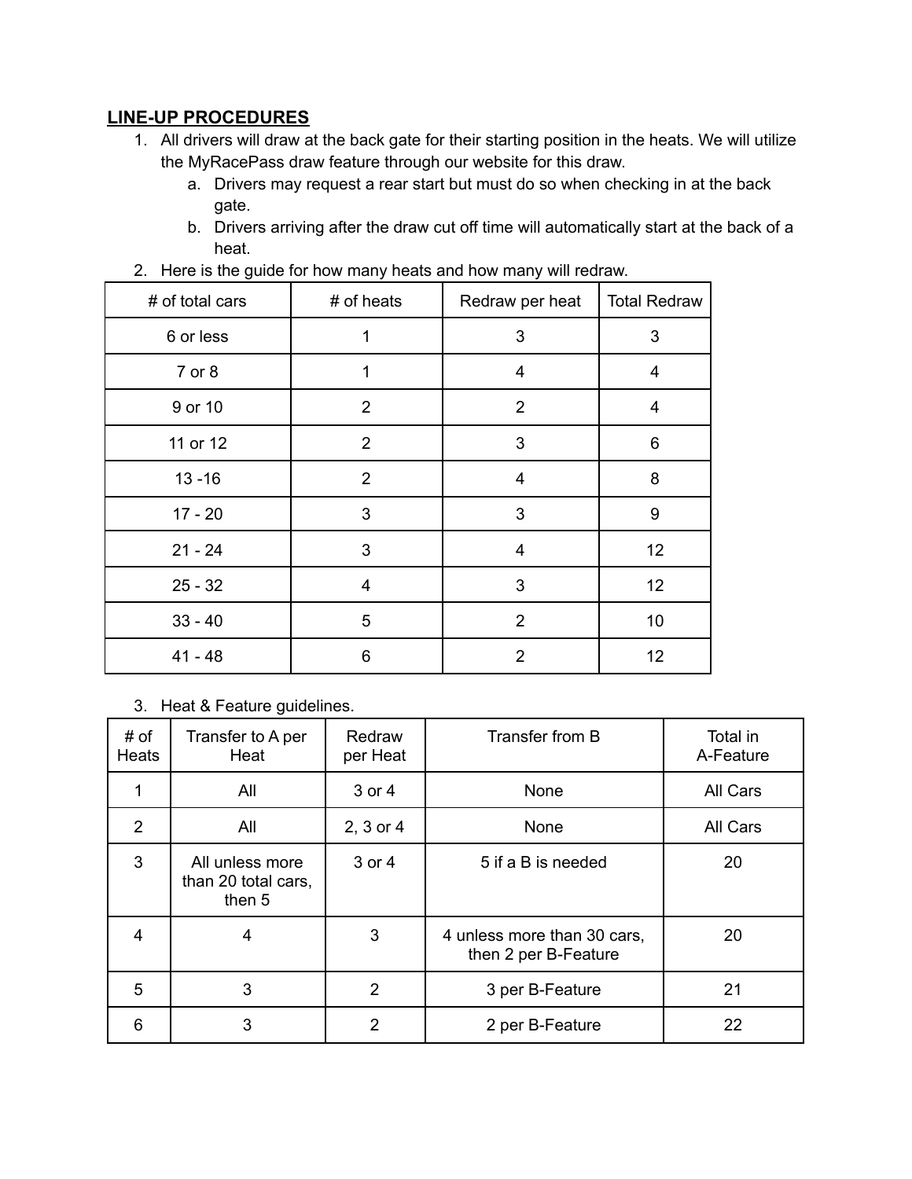## LINE-UP PROCEDURES

1. All drivers will draw at the back gate for their starting position in the heats. We will utilize the MyRacePass draw feature through our website for this draw.
    a. Drivers may request a rear start but must do so when checking in at the back gate.
    b. Drivers arriving after the draw cut off time will automatically start at the back of a heat.
2. Here is the guide for how many heats and how many will redraw.

| # of total cars | # of heats | Redraw per heat | Total Redraw |
|---|---|---|---|
| 6 or less | 1 | 3 | 3 |
| 7 or 8 | 1 | 4 | 4 |
| 9 or 10 | 2 | 2 | 4 |
| 11 or 12 | 2 | 3 | 6 |
| 13 -16 | 2 | 4 | 8 |
| 17 - 20 | 3 | 3 | 9 |
| 21 - 24 | 3 | 4 | 12 |
| 25 - 32 | 4 | 3 | 12 |
| 33 - 40 | 5 | 2 | 10 |
| 41 - 48 | 6 | 2 | 12 |

3. Heat & Feature guidelines.

| # of Heats | Transfer to A per Heat | Redraw per Heat | Transfer from B | Total in A-Feature |
|---|---|---|---|---|
| 1 | All | 3 or 4 | None | All Cars |
| 2 | All | 2, 3 or 4 | None | All Cars |
| 3 | All unless more than 20 total cars, then 5 | 3 or 4 | 5 if a B is needed | 20 |
| 4 | 4 | 3 | 4 unless more than 30 cars, then 2 per B-Feature | 20 |
| 5 | 3 | 2 | 3 per B-Feature | 21 |
| 6 | 3 | 2 | 2 per B-Feature | 22 |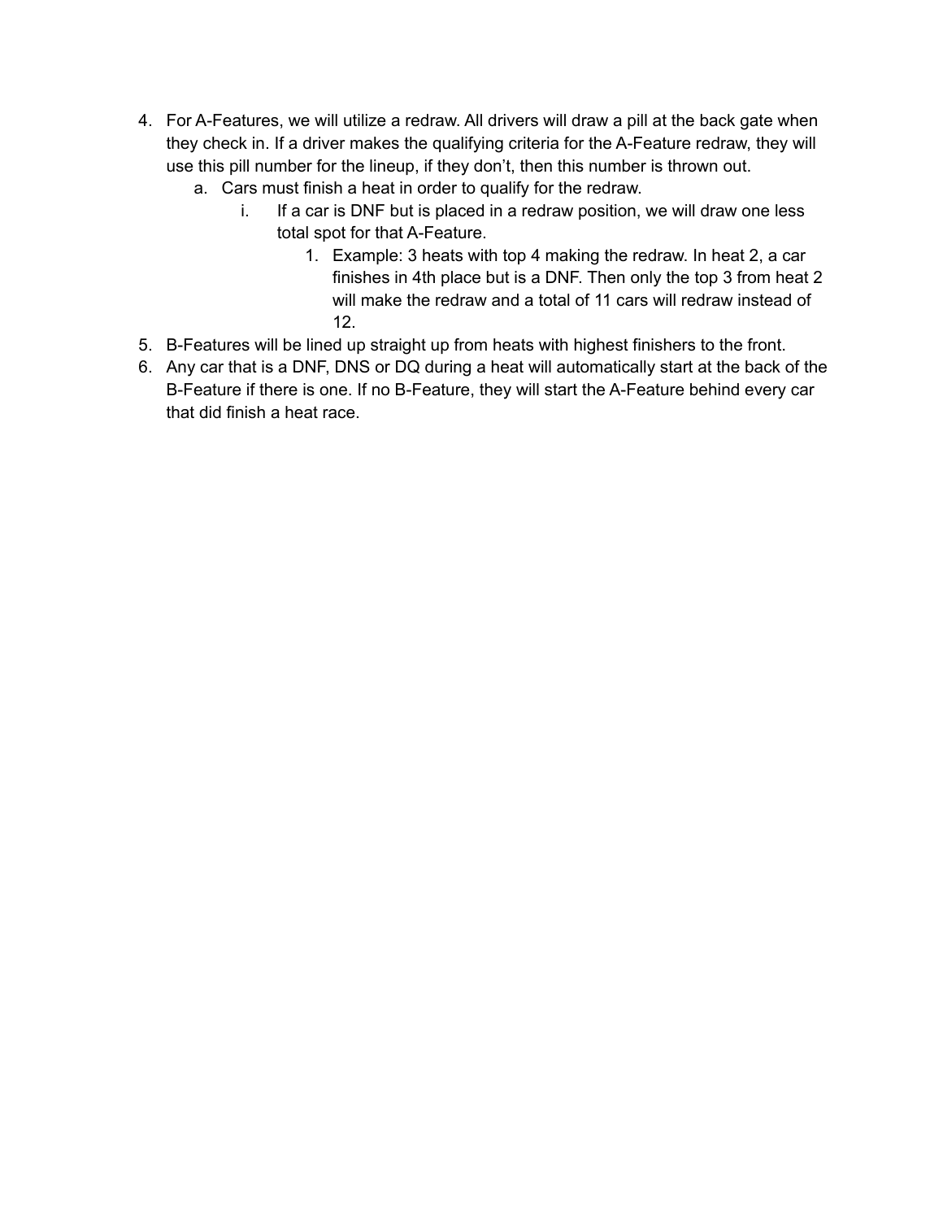4. For A-Features, we will utilize a redraw. All drivers will draw a pill at the back gate when they check in. If a driver makes the qualifying criteria for the A-Feature redraw, they will use this pill number for the lineup, if they don't, then this number is thrown out.
    a. Cars must finish a heat in order to qualify for the redraw.
        i. If a car is DNF but is placed in a redraw position, we will draw one less total spot for that A-Feature.
            1. Example: 3 heats with top 4 making the redraw. In heat 2, a car finishes in 4th place but is a DNF. Then only the top 3 from heat 2 will make the redraw and a total of 11 cars will redraw instead of 12.
5. B-Features will be lined up straight up from heats with highest finishers to the front.
6. Any car that is a DNF, DNS or DQ during a heat will automatically start at the back of the B-Feature if there is one. If no B-Feature, they will start the A-Feature behind every car that did finish a heat race.